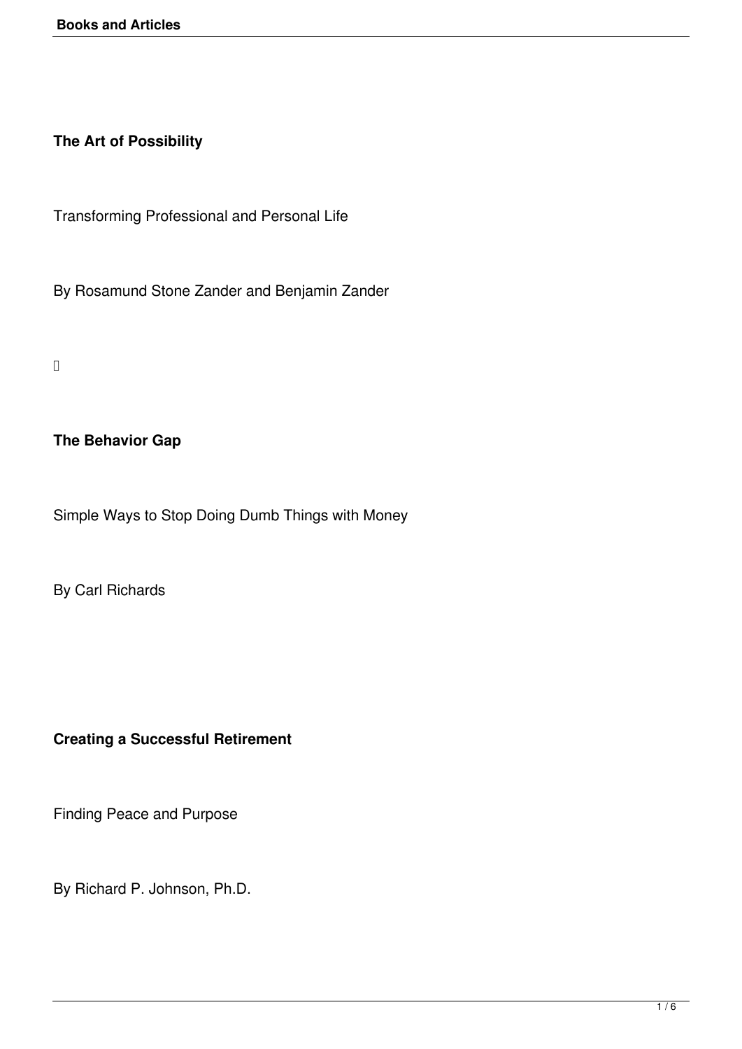**The Art of Possibility**

Transforming Professional and Personal Life

By Rosamund Stone Zander and Benjamin Zander

**The Behavior Gap**

Simple Ways to Stop Doing Dumb Things with Money

By Carl Richards

**Creating a Successful Retirement**

Finding Peace and Purpose

By Richard P. Johnson, Ph.D.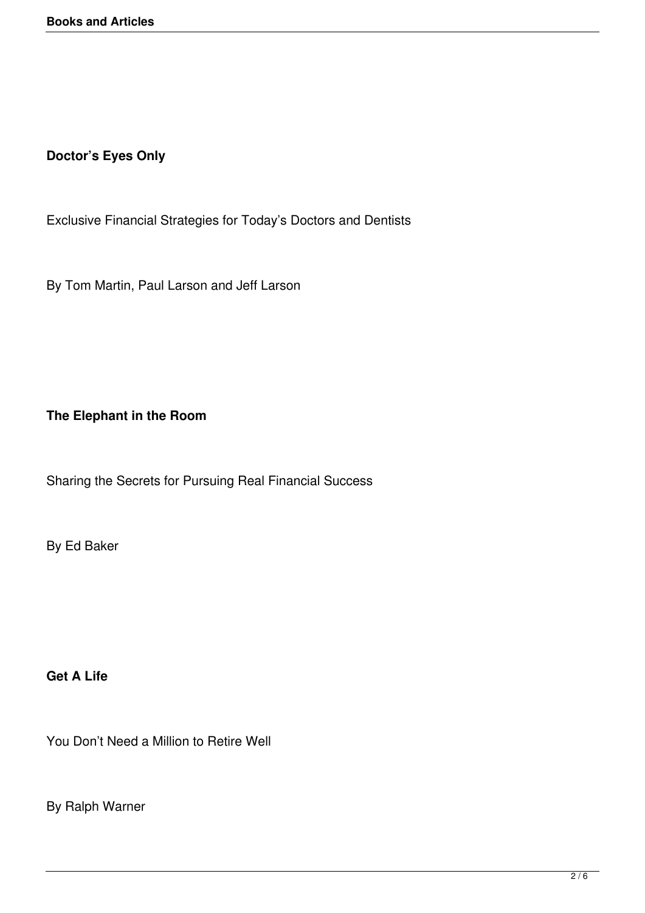**Doctor's Eyes Only**

Exclusive Financial Strategies for Today's Doctors and Dentists

By Tom Martin, Paul Larson and Jeff Larson

**The Elephant in the Room**

Sharing the Secrets for Pursuing Real Financial Success

By Ed Baker

**Get A Life**

You Don't Need a Million to Retire Well

By Ralph Warner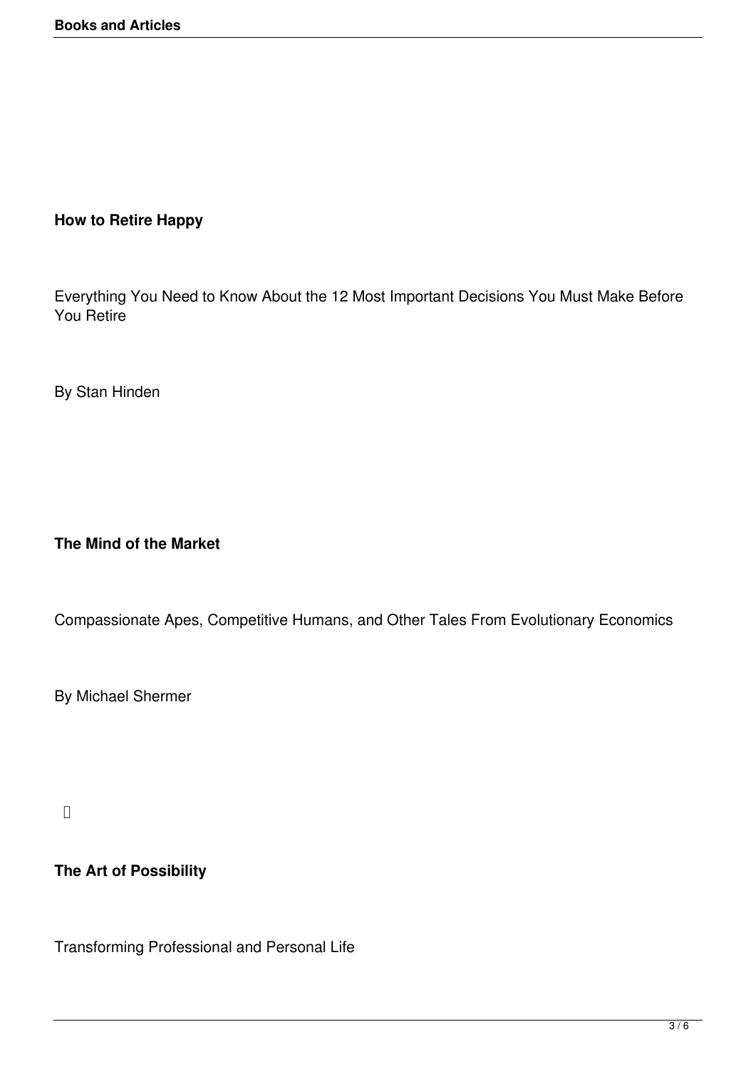**How to Retire Happy**

Everything You Need to Know About the 12 Most Important Decisions You Must Make Before You Retire

By Stan Hinden

**The Mind of the Market**

Compassionate Apes, Competitive Humans, and Other Tales From Evolutionary Economics

By Michael Shermer

**The Art of Possibility**

Transforming Professional and Personal Life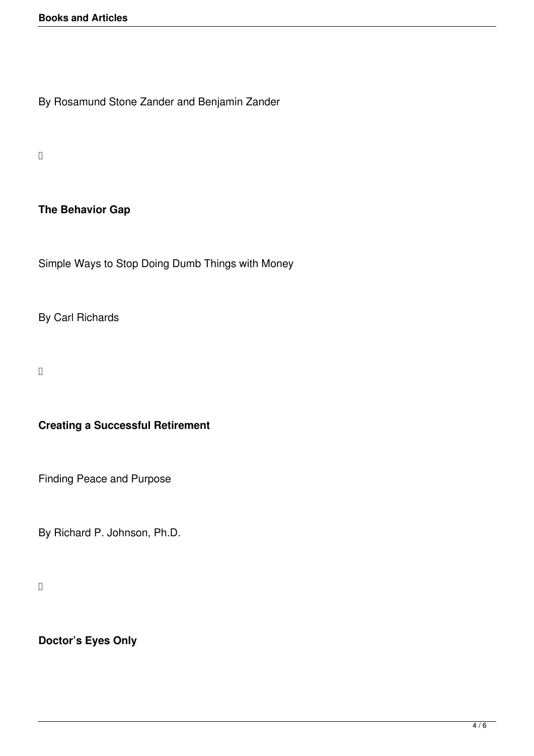By Rosamund Stone Zander and Benjamin Zander

**The Behavior Gap**

Simple Ways to Stop Doing Dumb Things with Money

By Carl Richards

**Creating a Successful Retirement**

Finding Peace and Purpose

By Richard P. Johnson, Ph.D.

**Doctor's Eyes Only**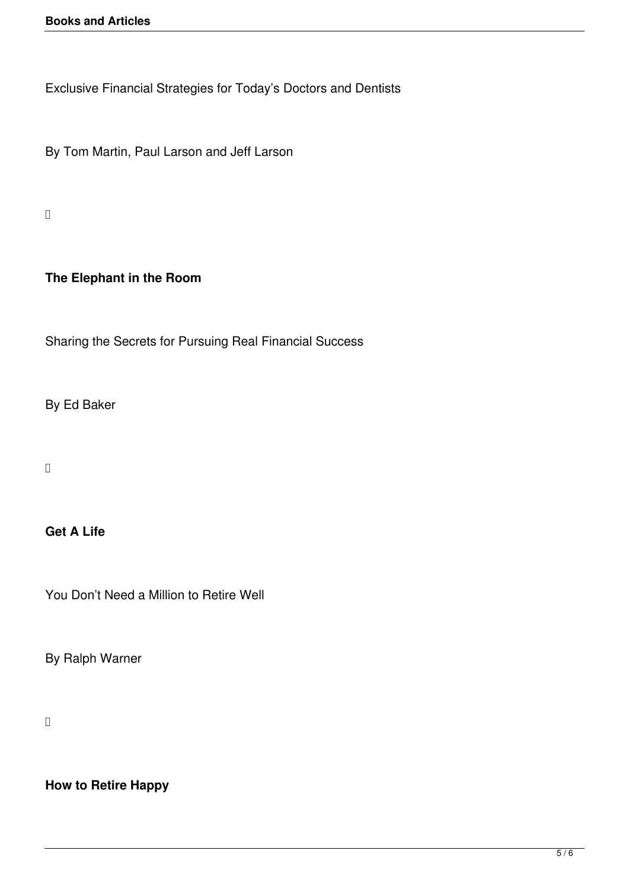Exclusive Financial Strategies for Today's Doctors and Dentists

By Tom Martin, Paul Larson and Jeff Larson

**The Elephant in the Room**

Sharing the Secrets for Pursuing Real Financial Success

By Ed Baker

**Get A Life**

You Don't Need a Million to Retire Well

By Ralph Warner

**How to Retire Happy**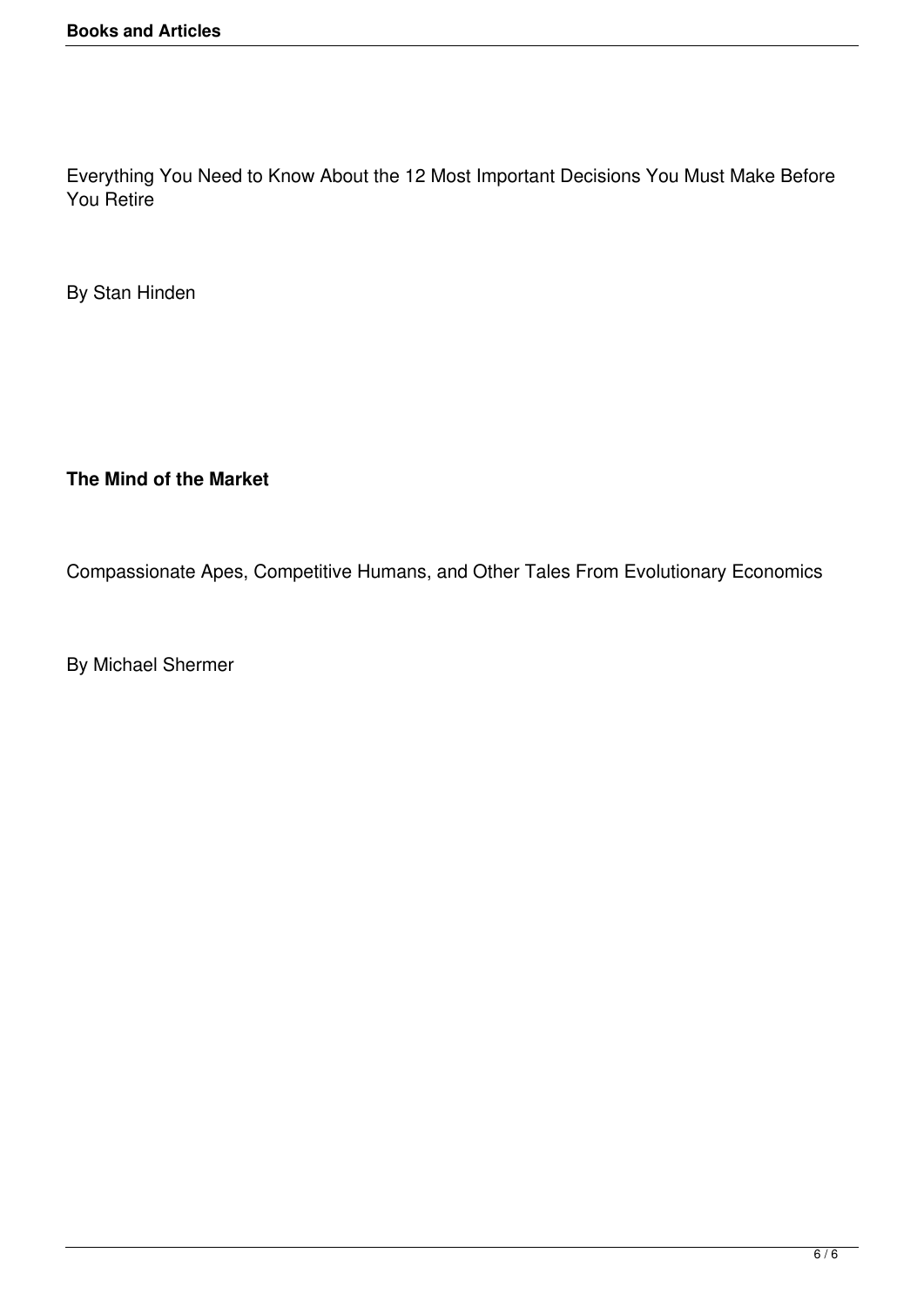Everything You Need to Know About the 12 Most Important Decisions You Must Make Before You Retire

By Stan Hinden

**The Mind of the Market**

Compassionate Apes, Competitive Humans, and Other Tales From Evolutionary Economics

By Michael Shermer